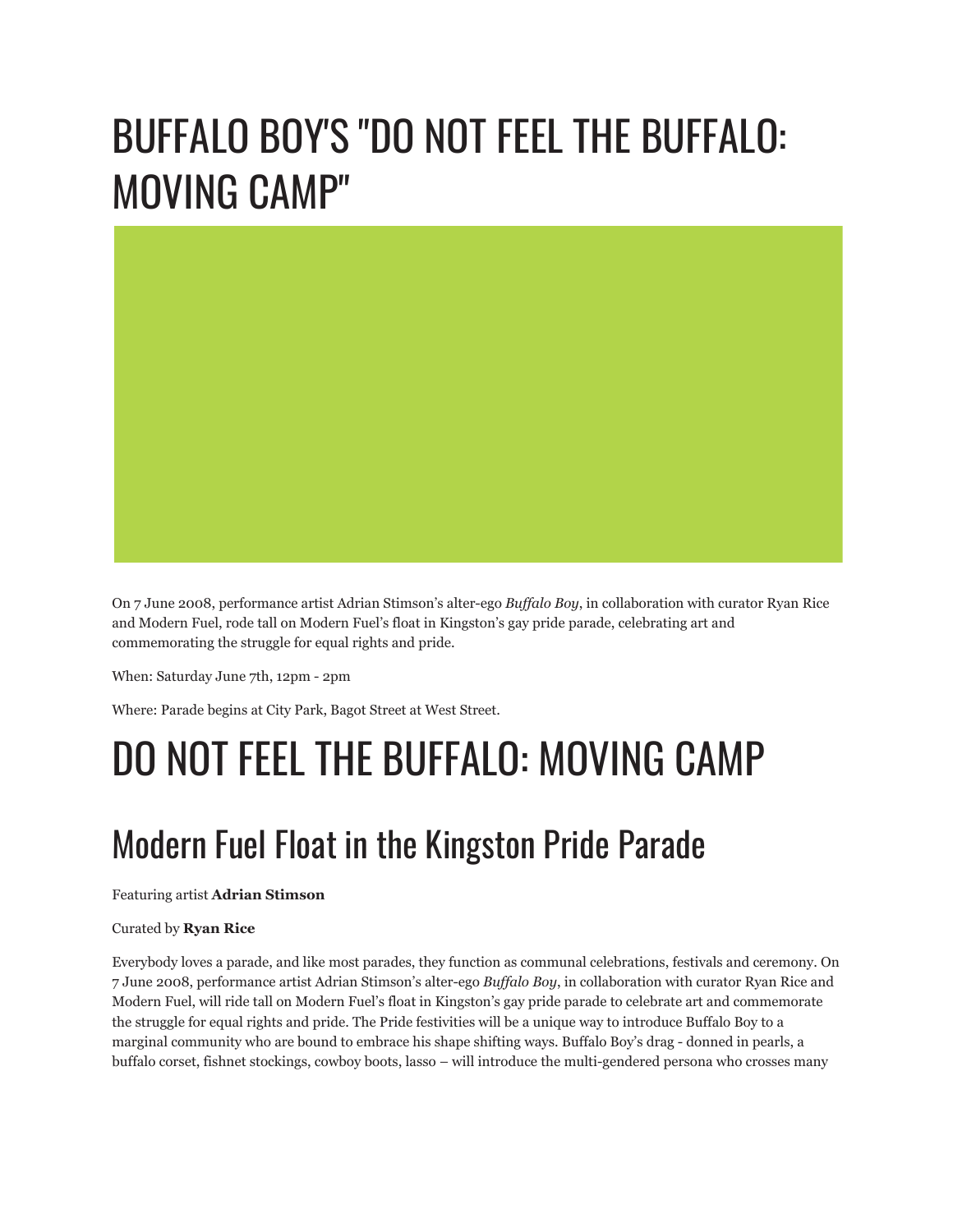# BUFFALO BOY'S "DO NOT FEEL THE BUFFALO: MOVING CAMP"

On 7 June 2008, performance artist Adrian Stimson's alter-ego *Buffalo Boy*, in collaboration with curator Ryan Rice and Modern Fuel, rode tall on Modern Fuel's float in Kingston's gay pride parade, celebrating art and commemorating the struggle for equal rights and pride.

When: Saturday June 7th, 12pm - 2pm

Where: Parade begins at City Park, Bagot Street at West Street.

# DO NOT FEEL THE BUFFALO: MOVING CAMP

## Modern Fuel Float in the Kingston Pride Parade

Featuring artist **Adrian Stimson**

Curated by **Ryan Rice**

Everybody loves a parade, and like most parades, they function as communal celebrations, festivals and ceremony. On 7 June 2008, performance artist Adrian Stimson's alter-ego *Buffalo Boy*, in collaboration with curator Ryan Rice and Modern Fuel, will ride tall on Modern Fuel's float in Kingston's gay pride parade to celebrate art and commemorate the struggle for equal rights and pride. The Pride festivities will be a unique way to introduce Buffalo Boy to a marginal community who are bound to embrace his shape shifting ways. Buffalo Boy's drag - donned in pearls, a buffalo corset, fishnet stockings, cowboy boots, lasso – will introduce the multi-gendered persona who crosses many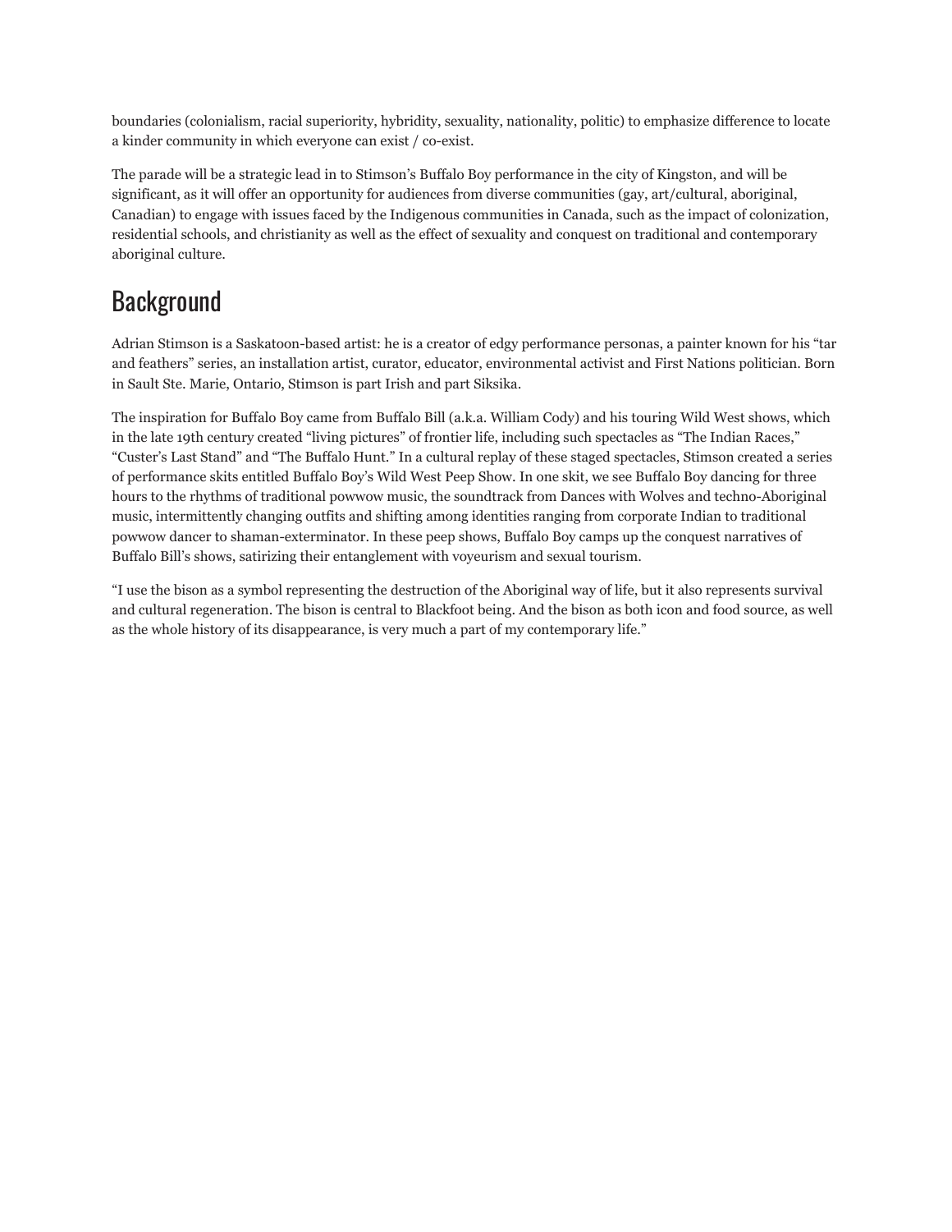boundaries (colonialism, racial superiority, hybridity, sexuality, nationality, politic) to emphasize difference to locate a kinder community in which everyone can exist / co-exist.

The parade will be a strategic lead in to Stimson's Buffalo Boy performance in the city of Kingston, and will be significant, as it will offer an opportunity for audiences from diverse communities (gay, art/cultural, aboriginal, Canadian) to engage with issues faced by the Indigenous communities in Canada, such as the impact of colonization, residential schools, and christianity as well as the effect of sexuality and conquest on traditional and contemporary aboriginal culture.

## Background

Adrian Stimson is a Saskatoon-based artist: he is a creator of edgy performance personas, a painter known for his "tar and feathers" series, an installation artist, curator, educator, environmental activist and First Nations politician. Born in Sault Ste. Marie, Ontario, Stimson is part Irish and part Siksika.

The inspiration for Buffalo Boy came from Buffalo Bill (a.k.a. William Cody) and his touring Wild West shows, which in the late 19th century created "living pictures" of frontier life, including such spectacles as "The Indian Races," "Custer's Last Stand" and "The Buffalo Hunt." In a cultural replay of these staged spectacles, Stimson created a series of performance skits entitled Buffalo Boy's Wild West Peep Show. In one skit, we see Buffalo Boy dancing for three hours to the rhythms of traditional powwow music, the soundtrack from Dances with Wolves and techno-Aboriginal music, intermittently changing outfits and shifting among identities ranging from corporate Indian to traditional powwow dancer to shaman-exterminator. In these peep shows, Buffalo Boy camps up the conquest narratives of Buffalo Bill's shows, satirizing their entanglement with voyeurism and sexual tourism.

"I use the bison as a symbol representing the destruction of the Aboriginal way of life, but it also represents survival and cultural regeneration. The bison is central to Blackfoot being. And the bison as both icon and food source, as well as the whole history of its disappearance, is very much a part of my contemporary life."